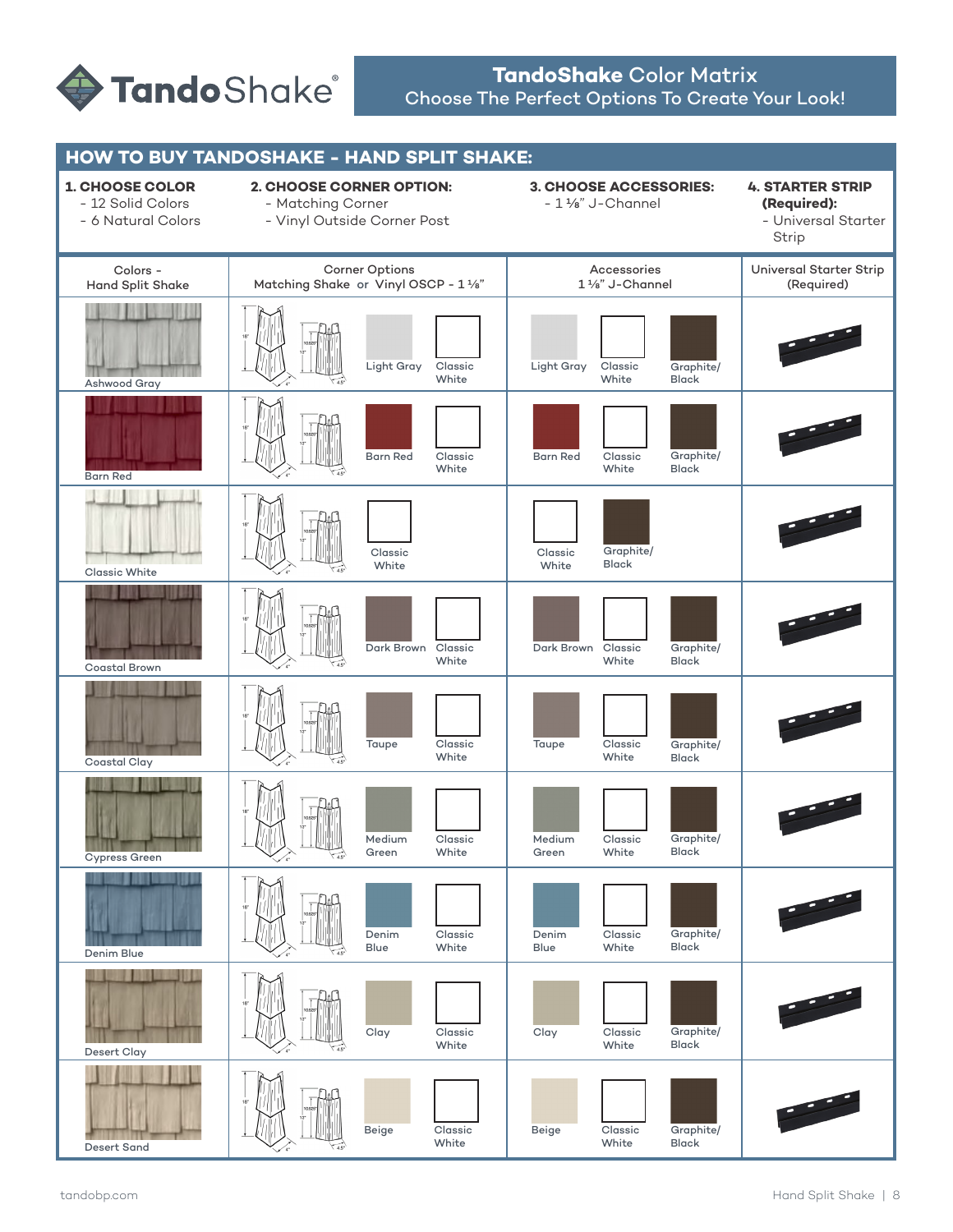# TandoShake

**TandoShake** Color Matrix
Choose The Perfect Options To Create Your Look!

## HOW TO BUY TANDOSHAKE - HAND SPLIT SHAKE:

**1. CHOOSE COLOR**
- 12 Solid Colors
- 6 Natural Colors

**2. CHOOSE CORNER OPTION:**
- Matching Corner
- Vinyl Outside Corner Post

**3. CHOOSE ACCESSORIES:**
- 1 ⅛" J-Channel

**4. STARTER STRIP (Required):**
- Universal Starter Strip

| Colors - Hand Split Shake | Corner Options Matching Shake or Vinyl OSCP - 1 ⅛" | | Accessories 1 ⅛" J-Channel | | | Universal Starter Strip (Required) |
|---|---|---|---|---|---|---|
| Ashwood Gray | Light Gray | Classic White | Light Gray | Classic White | Graphite/ Black | |
| Barn Red | Barn Red | Classic White | Barn Red | Classic White | Graphite/ Black | |
| Classic White | Classic White | | Classic White | Graphite/ Black | | |
| Coastal Brown | Dark Brown | Classic White | Dark Brown | Classic White | Graphite/ Black | |
| Coastal Clay | Taupe | Classic White | Taupe | Classic White | Graphite/ Black | |
| Cypress Green | Medium Green | Classic White | Medium Green | Classic White | Graphite/ Black | |
| Denim Blue | Denim Blue | Classic White | Denim Blue | Classic White | Graphite/ Black | |
| Desert Clay | Clay | Classic White | Clay | Classic White | Graphite/ Black | |
| Desert Sand | Beige | Classic White | Beige | Classic White | Graphite/ Black | |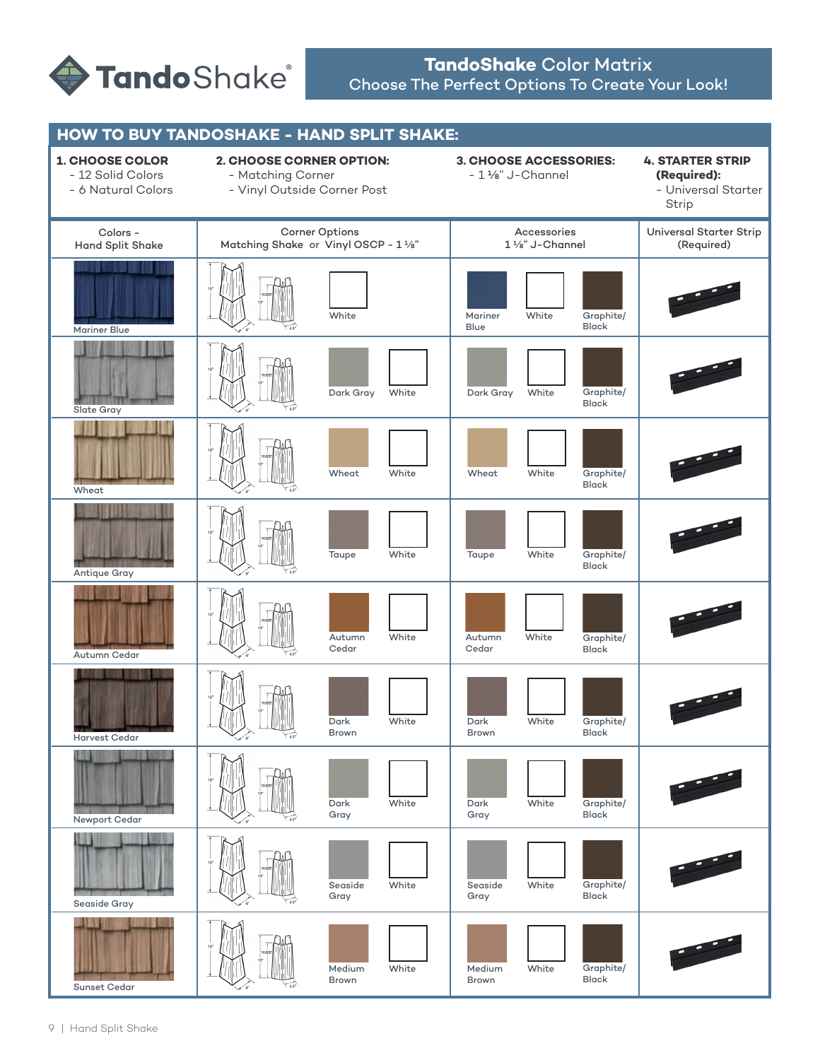# TandoShake Color Matrix

Choose The Perfect Options To Create Your Look!

## HOW TO BUY TANDOSHAKE - HAND SPLIT SHAKE:

**1. CHOOSE COLOR**
- 12 Solid Colors
- 6 Natural Colors

**2. CHOOSE CORNER OPTION:**
- Matching Corner
- Vinyl Outside Corner Post

**3. CHOOSE ACCESSORIES:**
- 1 ⅛" J-Channel

**4. STARTER STRIP (Required):**
- Universal Starter Strip

| Colors - Hand Split Shake | Corner Options Matching Shake or Vinyl OSCP - 1 ⅛" | Accessories 1 ⅛" J-Channel | Universal Starter Strip (Required) |
|---|---|---|---|
| Mariner Blue | White | Mariner Blue, White, Graphite/Black | |
| Slate Gray | Dark Gray, White | Dark Gray, White, Graphite/Black | |
| Wheat | Wheat, White | Wheat, White, Graphite/Black | |
| Antique Gray | Taupe, White | Taupe, White, Graphite/Black | |
| Autumn Cedar | Autumn Cedar, White | Autumn Cedar, White, Graphite/Black | |
| Harvest Cedar | Dark Brown, White | Dark Brown, White, Graphite/Black | |
| Newport Cedar | Dark Gray, White | Dark Gray, White, Graphite/Black | |
| Seaside Gray | Seaside Gray, White | Seaside Gray, White, Graphite/Black | |
| Sunset Cedar | Medium Brown, White | Medium Brown, White, Graphite/Black | |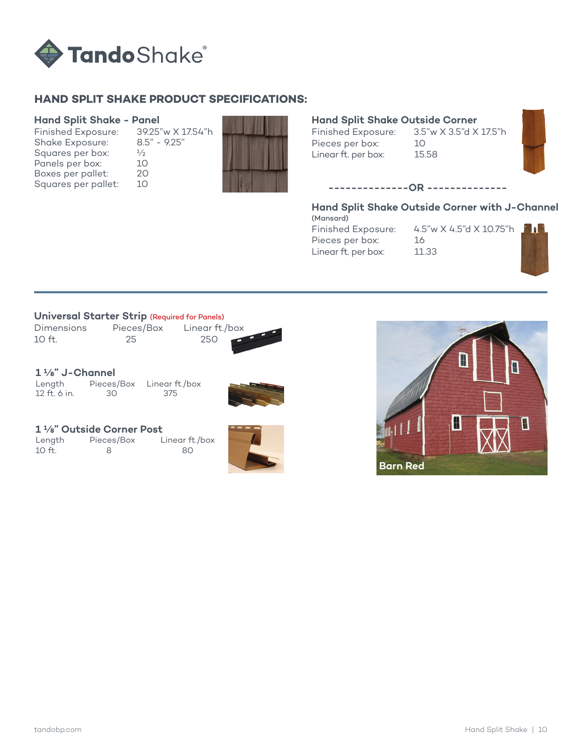# TandoShake®

## HAND SPLIT SHAKE PRODUCT SPECIFICATIONS:

### Hand Split Shake - Panel

| | |
|---|---|
| Finished Exposure: | 39.25"w X 17.54"h |
| Shake Exposure: | 8.5" - 9.25" |
| Squares per box: | ½ |
| Panels per box: | 10 |
| Boxes per pallet: | 20 |
| Squares per pallet: | 10 |

### Hand Split Shake Outside Corner

| | |
|---|---|
| Finished Exposure: | 3.5"w X 3.5"d X 17.5"h |
| Pieces per box: | 10 |
| Linear ft. per box: | 15.58 |

--------------OR --------------

### Hand Split Shake Outside Corner with J-Channel

(Mansard)

| | |
|---|---|
| Finished Exposure: | 4.5"w X 4.5"d X 10.75"h |
| Pieces per box: | 16 |
| Linear ft. per box: | 11.33 |

### Universal Starter Strip (Required for Panels)

| Dimensions | Pieces/Box | Linear ft./box |
|---|---|---|
| 10 ft. | 25 | 250 |

### 1 ⅛" J-Channel

| Length | Pieces/Box | Linear ft./box |
|---|---|---|
| 12 ft. 6 in. | 30 | 375 |

### 1 ⅛" Outside Corner Post

| Length | Pieces/Box | Linear ft./box |
|---|---|---|
| 10 ft. | 8 | 80 |

Barn Red